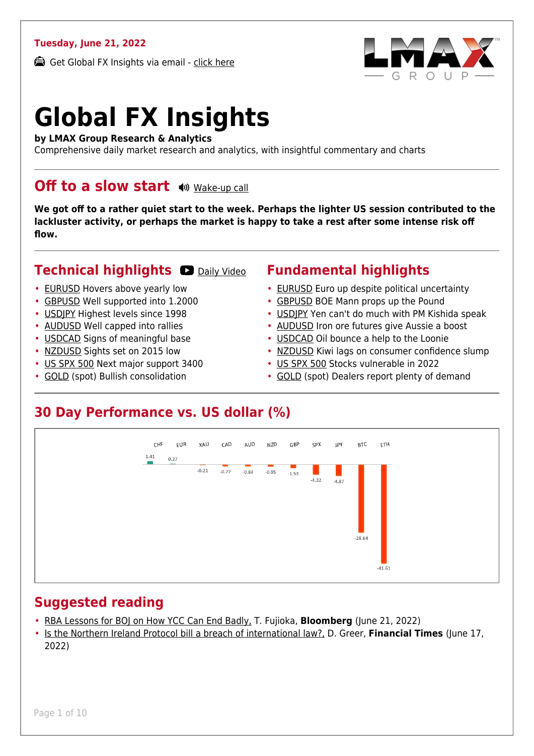**Tuesday, June 21, 2022**

Get Global FX Insights via email - click here

# Global FX Insights

**by LMAX Group Research & Analytics**
Comprehensive daily market research and analytics, with insightful commentary and charts

## Off to a slow start

Wake-up call

**We got off to a rather quiet start to the week. Perhaps the lighter US session contributed to the lackluster activity, or perhaps the market is happy to take a rest after some intense risk off flow.**

## Technical highlights

Daily Video

- EURUSD Hovers above yearly low
- GBPUSD Well supported into 1.2000
- USDJPY Highest levels since 1998
- AUDUSD Well capped into rallies
- USDCAD Signs of meaningful base
- NZDUSD Sights set on 2015 low
- US SPX 500 Next major support 3400
- GOLD (spot) Bullish consolidation

## Fundamental highlights

- EURUSD Euro up despite political uncertainty
- GBPUSD BOE Mann props up the Pound
- USDJPY Yen can't do much with PM Kishida speak
- AUDUSD Iron ore futures give Aussie a boost
- USDCAD Oil bounce a help to the Loonie
- NZDUSD Kiwi lags on consumer confidence slump
- US SPX 500 Stocks vulnerable in 2022
- GOLD (spot) Dealers report plenty of demand

## 30 Day Performance vs. US dollar (%)

| CHF | EUR | XAU | CAD | AUD | NZD | GBP | SPX | JPY | BTC | ETH |
|---|---|---|---|---|---|---|---|---|---|---|
| 1.41 | 0.27 | -0.21 | -0.77 | -0.84 | -0.95 | -1.53 | -4.32 | -4.87 | -28.64 | -41.61 |

## Suggested reading

- RBA Lessons for BOJ on How YCC Can End Badly, T. Fujioka, **Bloomberg** (June 21, 2022)
- Is the Northern Ireland Protocol bill a breach of international law?, D. Greer, **Financial Times** (June 17, 2022)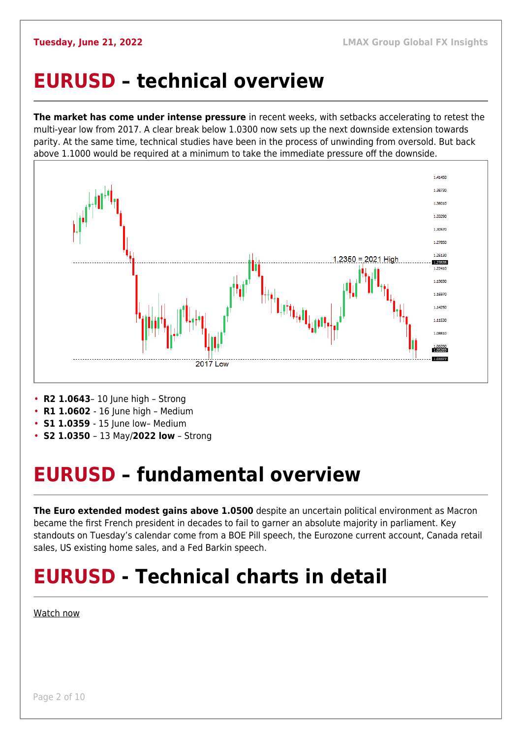# EURUSD – technical overview

**The market has come under intense pressure** in recent weeks, with setbacks accelerating to retest the multi-year low from 2017. A clear break below 1.0300 now sets up the next downside extension towards parity. At the same time, technical studies have been in the process of unwinding from oversold. But back above 1.1000 would be required at a minimum to take the immediate pressure off the downside.

- **R2 1.0643**– 10 June high – Strong
- **R1 1.0602** - 16 June high – Medium
- **S1 1.0359** - 15 June low– Medium
- **S2 1.0350** – 13 May/**2022 low** – Strong

# EURUSD – fundamental overview

**The Euro extended modest gains above 1.0500** despite an uncertain political environment as Macron became the first French president in decades to fail to garner an absolute majority in parliament. Key standouts on Tuesday's calendar come from a BOE Pill speech, the Eurozone current account, Canada retail sales, US existing home sales, and a Fed Barkin speech.

# EURUSD - Technical charts in detail

Watch now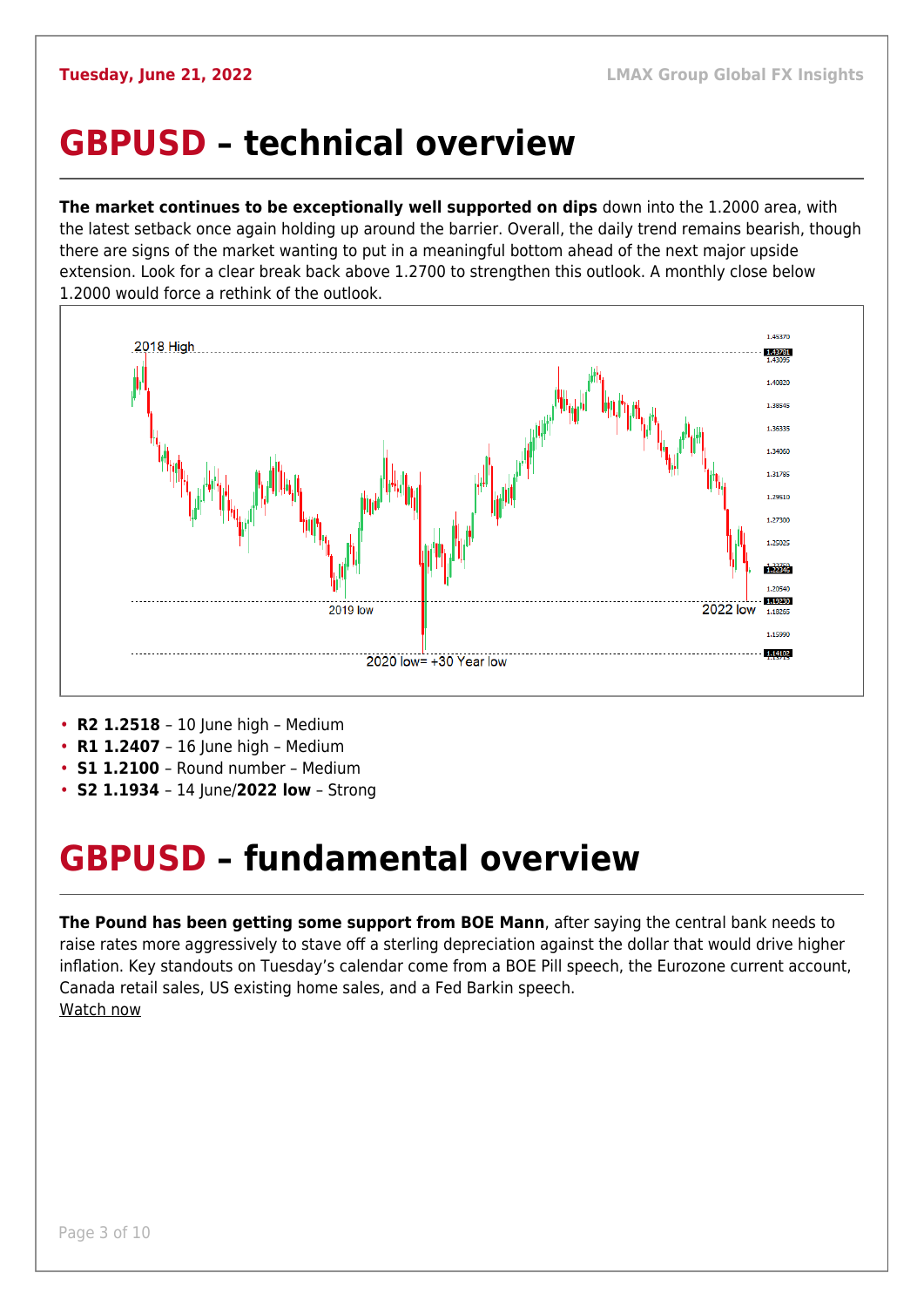# GBPUSD – technical overview

**The market continues to be exceptionally well supported on dips** down into the 1.2000 area, with the latest setback once again holding up around the barrier. Overall, the daily trend remains bearish, though there are signs of the market wanting to put in a meaningful bottom ahead of the next major upside extension. Look for a clear break back above 1.2700 to strengthen this outlook. A monthly close below 1.2000 would force a rethink of the outlook.

- **R2 1.2518** – 10 June high – Medium
- **R1 1.2407** – 16 June high – Medium
- **S1 1.2100** – Round number – Medium
- **S2 1.1934** – 14 June/**2022 low** – Strong

# GBPUSD – fundamental overview

**The Pound has been getting some support from BOE Mann**, after saying the central bank needs to raise rates more aggressively to stave off a sterling depreciation against the dollar that would drive higher inflation. Key standouts on Tuesday's calendar come from a BOE Pill speech, the Eurozone current account, Canada retail sales, US existing home sales, and a Fed Barkin speech.
Watch now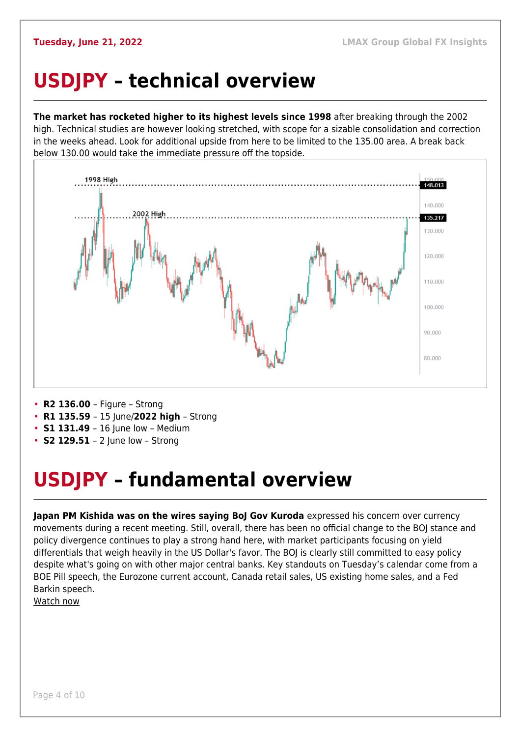# USDJPY – technical overview

**The market has rocketed higher to its highest levels since 1998** after breaking through the 2002 high. Technical studies are however looking stretched, with scope for a sizable consolidation and correction in the weeks ahead. Look for additional upside from here to be limited to the 135.00 area. A break back below 130.00 would take the immediate pressure off the topside.

- **R2 136.00** – Figure – Strong
- **R1 135.59** – 15 June/**2022 high** – Strong
- **S1 131.49** – 16 June low – Medium
- **S2 129.51** – 2 June low – Strong

# USDJPY – fundamental overview

**Japan PM Kishida was on the wires saying BoJ Gov Kuroda** expressed his concern over currency movements during a recent meeting. Still, overall, there has been no official change to the BOJ stance and policy divergence continues to play a strong hand here, with market participants focusing on yield differentials that weigh heavily in the US Dollar's favor. The BOJ is clearly still committed to easy policy despite what's going on with other major central banks. Key standouts on Tuesday's calendar come from a BOE Pill speech, the Eurozone current account, Canada retail sales, US existing home sales, and a Fed Barkin speech.

Watch now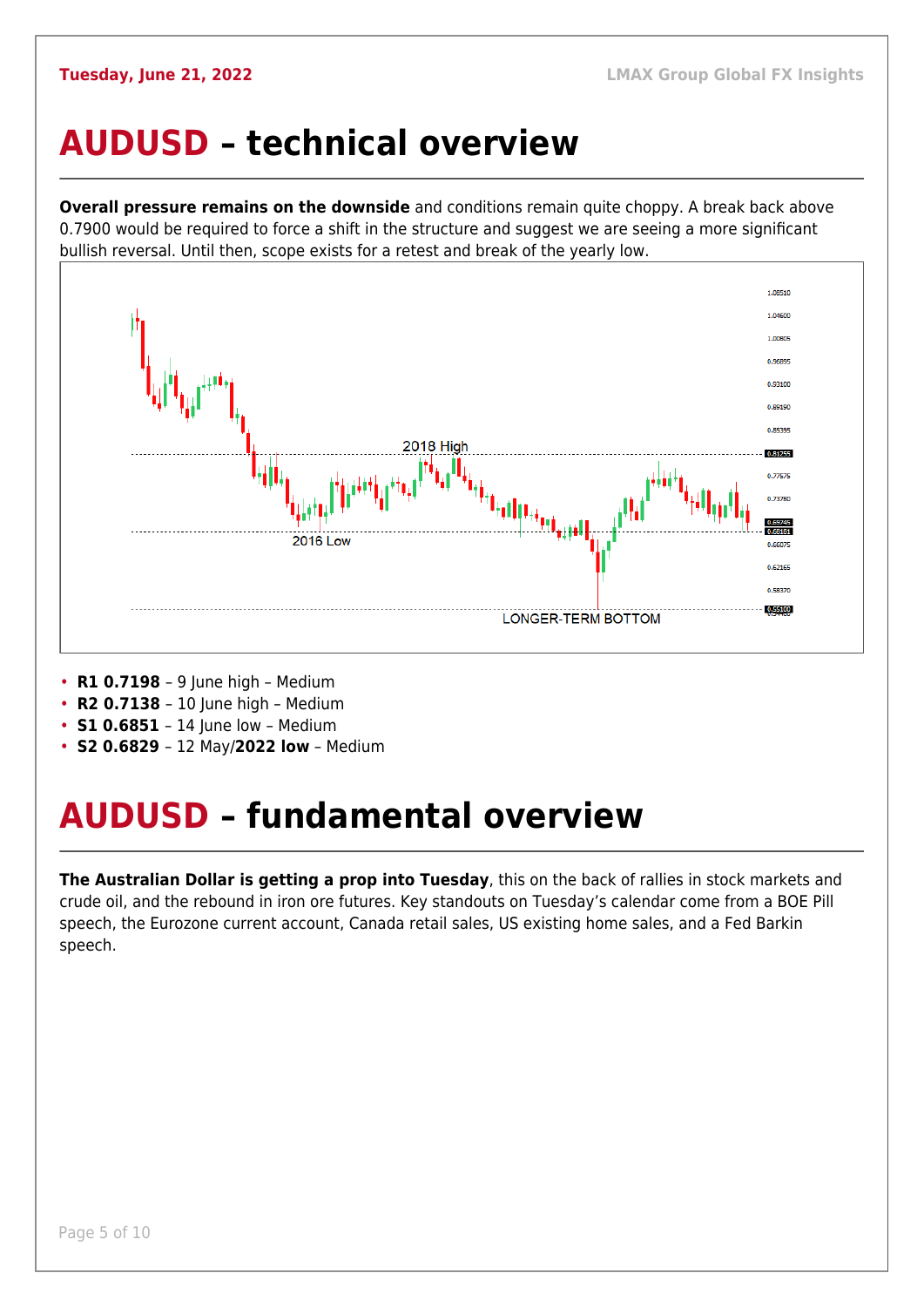# AUDUSD – technical overview

**Overall pressure remains on the downside** and conditions remain quite choppy. A break back above 0.7900 would be required to force a shift in the structure and suggest we are seeing a more significant bullish reversal. Until then, scope exists for a retest and break of the yearly low.

- **R1 0.7198** – 9 June high – Medium
- **R2 0.7138** – 10 June high – Medium
- **S1 0.6851** – 14 June low – Medium
- **S2 0.6829** – 12 May/**2022 low** – Medium

# AUDUSD – fundamental overview

**The Australian Dollar is getting a prop into Tuesday**, this on the back of rallies in stock markets and crude oil, and the rebound in iron ore futures. Key standouts on Tuesday's calendar come from a BOE Pill speech, the Eurozone current account, Canada retail sales, US existing home sales, and a Fed Barkin speech.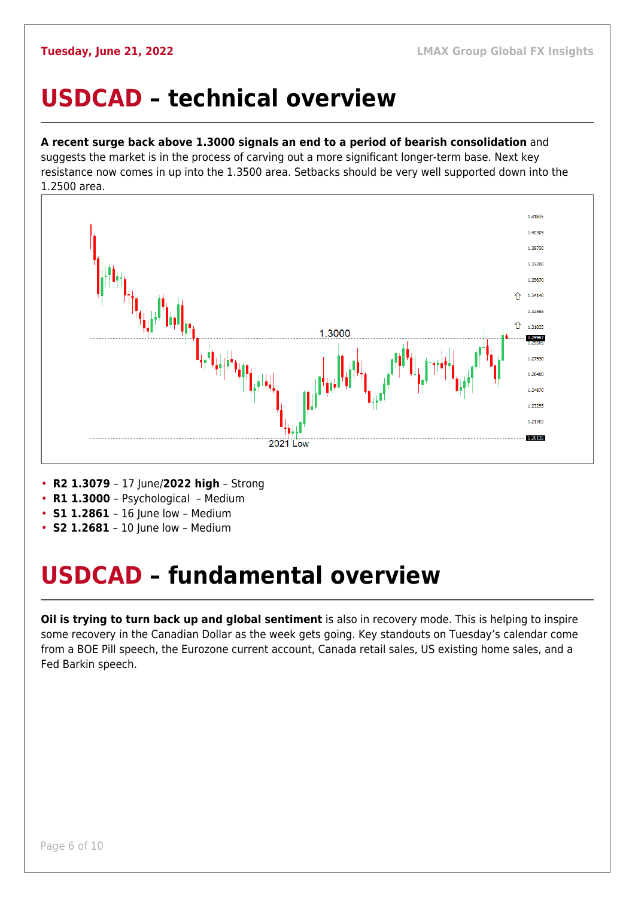# USDCAD – technical overview

**A recent surge back above 1.3000 signals an end to a period of bearish consolidation** and suggests the market is in the process of carving out a more significant longer-term base. Next key resistance now comes in up into the 1.3500 area. Setbacks should be very well supported down into the 1.2500 area.

- **R2 1.3079** – 17 June/**2022 high** – Strong
- **R1 1.3000** – Psychological – Medium
- **S1 1.2861** – 16 June low – Medium
- **S2 1.2681** – 10 June low – Medium

# USDCAD – fundamental overview

**Oil is trying to turn back up and global sentiment** is also in recovery mode. This is helping to inspire some recovery in the Canadian Dollar as the week gets going. Key standouts on Tuesday's calendar come from a BOE Pill speech, the Eurozone current account, Canada retail sales, US existing home sales, and a Fed Barkin speech.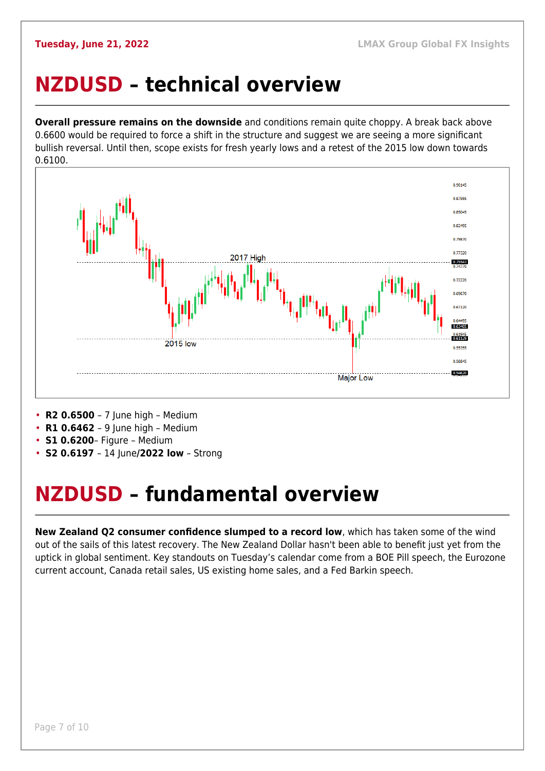# NZDUSD – technical overview

**Overall pressure remains on the downside** and conditions remain quite choppy. A break back above 0.6600 would be required to force a shift in the structure and suggest we are seeing a more significant bullish reversal. Until then, scope exists for fresh yearly lows and a retest of the 2015 low down towards 0.6100.

- **R2 0.6500** – 7 June high – Medium
- **R1 0.6462** – 9 June high – Medium
- **S1 0.6200**– Figure – Medium
- **S2 0.6197** – 14 June/**2022 low** – Strong

# NZDUSD – fundamental overview

**New Zealand Q2 consumer confidence slumped to a record low**, which has taken some of the wind out of the sails of this latest recovery. The New Zealand Dollar hasn't been able to benefit just yet from the uptick in global sentiment. Key standouts on Tuesday's calendar come from a BOE Pill speech, the Eurozone current account, Canada retail sales, US existing home sales, and a Fed Barkin speech.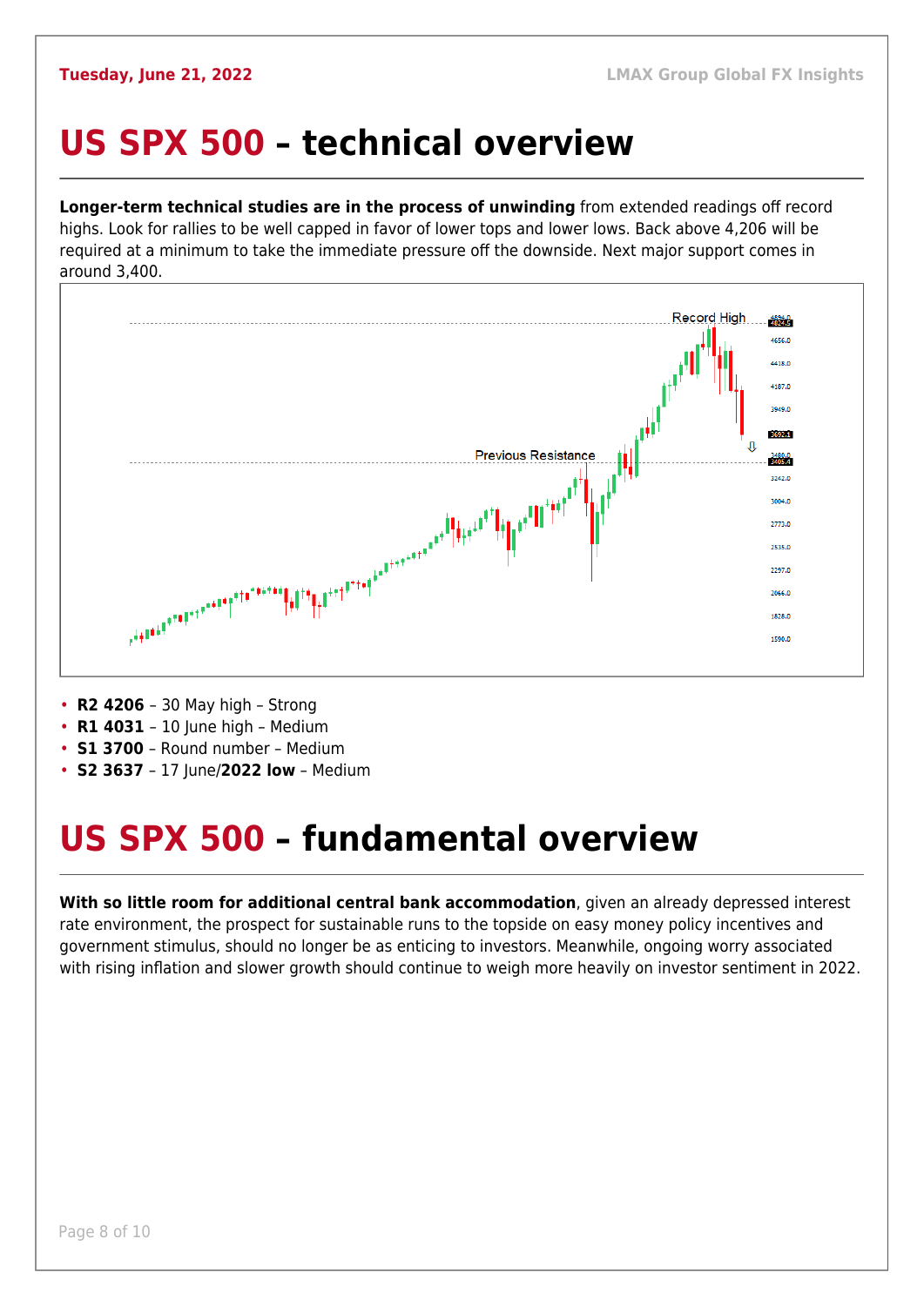# US SPX 500 – technical overview

**Longer-term technical studies are in the process of unwinding** from extended readings off record highs. Look for rallies to be well capped in favor of lower tops and lower lows. Back above 4,206 will be required at a minimum to take the immediate pressure off the downside. Next major support comes in around 3,400.

- **R2 4206** – 30 May high – Strong
- **R1 4031** – 10 June high – Medium
- **S1 3700** – Round number – Medium
- **S2 3637** – 17 June/**2022 low** – Medium

# US SPX 500 – fundamental overview

**With so little room for additional central bank accommodation**, given an already depressed interest rate environment, the prospect for sustainable runs to the topside on easy money policy incentives and government stimulus, should no longer be as enticing to investors. Meanwhile, ongoing worry associated with rising inflation and slower growth should continue to weigh more heavily on investor sentiment in 2022.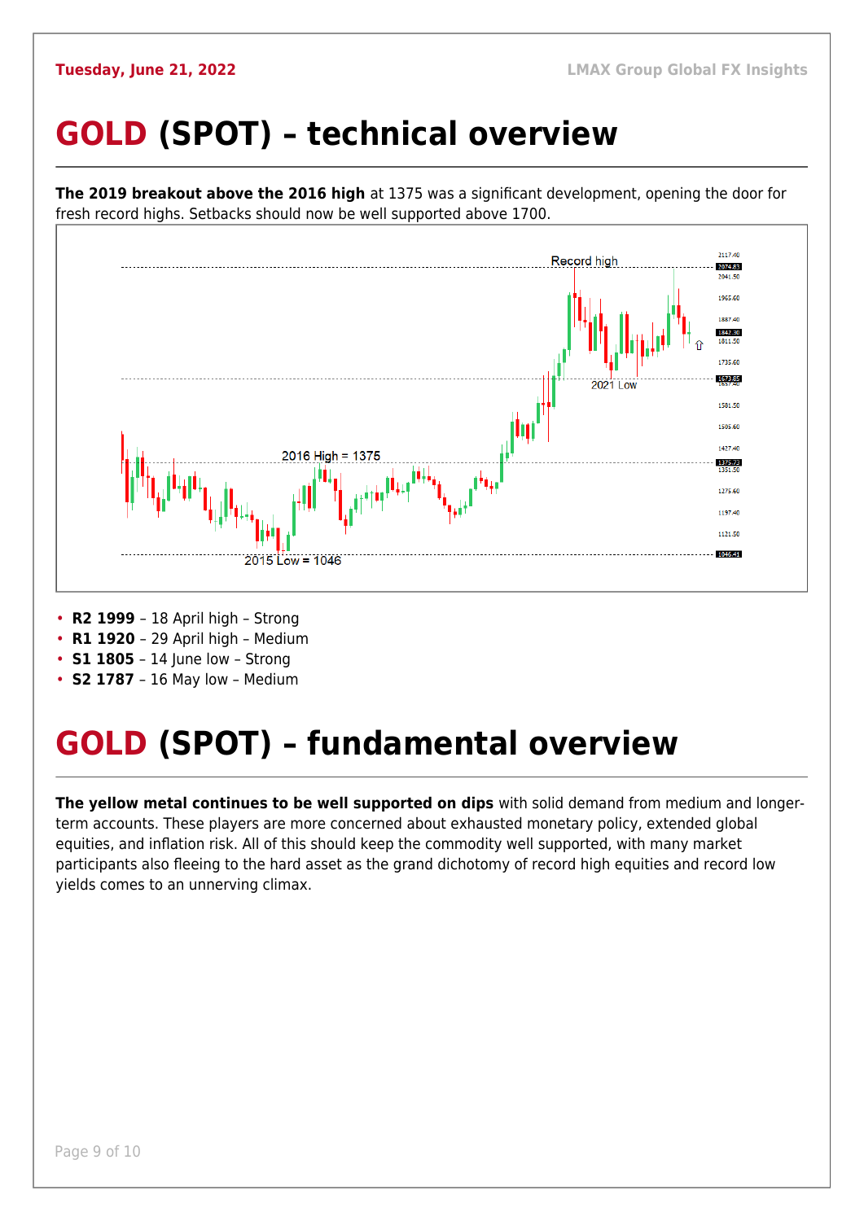# GOLD (SPOT) – technical overview

**The 2019 breakout above the 2016 high** at 1375 was a significant development, opening the door for fresh record highs. Setbacks should now be well supported above 1700.

- **R2 1999** – 18 April high – Strong
- **R1 1920** – 29 April high – Medium
- **S1 1805** – 14 June low – Strong
- **S2 1787** – 16 May low – Medium

# GOLD (SPOT) – fundamental overview

**The yellow metal continues to be well supported on dips** with solid demand from medium and longer-term accounts. These players are more concerned about exhausted monetary policy, extended global equities, and inflation risk. All of this should keep the commodity well supported, with many market participants also fleeing to the hard asset as the grand dichotomy of record high equities and record low yields comes to an unnerving climax.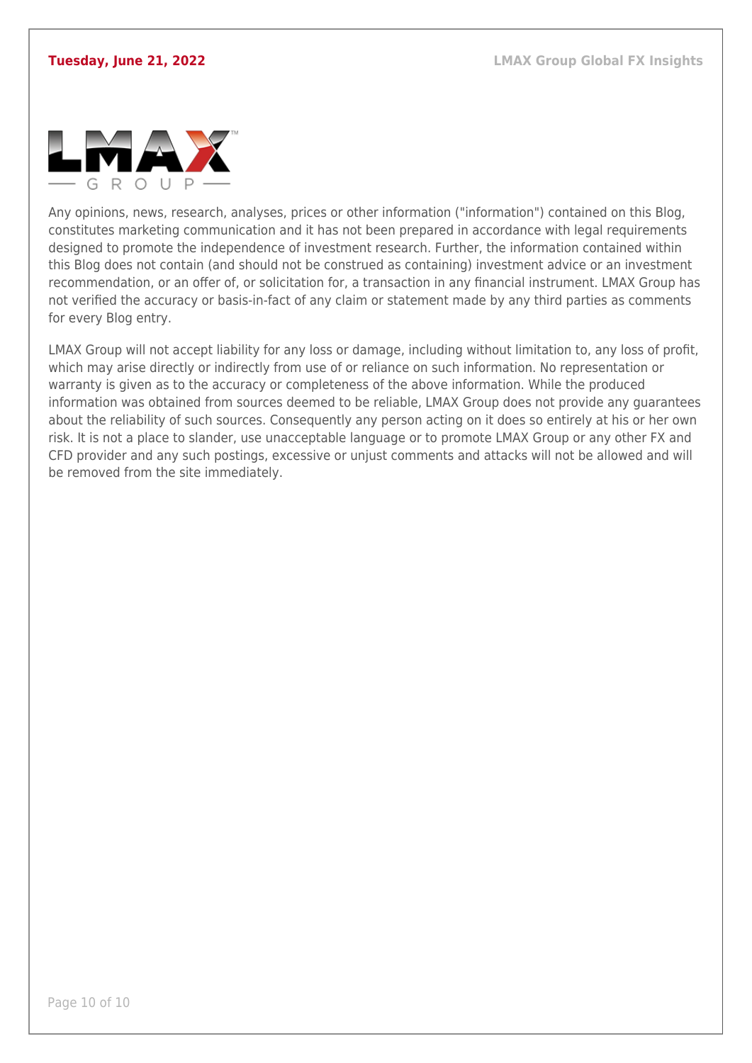Any opinions, news, research, analyses, prices or other information ("information") contained on this Blog, constitutes marketing communication and it has not been prepared in accordance with legal requirements designed to promote the independence of investment research. Further, the information contained within this Blog does not contain (and should not be construed as containing) investment advice or an investment recommendation, or an offer of, or solicitation for, a transaction in any financial instrument. LMAX Group has not verified the accuracy or basis-in-fact of any claim or statement made by any third parties as comments for every Blog entry.

LMAX Group will not accept liability for any loss or damage, including without limitation to, any loss of profit, which may arise directly or indirectly from use of or reliance on such information. No representation or warranty is given as to the accuracy or completeness of the above information. While the produced information was obtained from sources deemed to be reliable, LMAX Group does not provide any guarantees about the reliability of such sources. Consequently any person acting on it does so entirely at his or her own risk. It is not a place to slander, use unacceptable language or to promote LMAX Group or any other FX and CFD provider and any such postings, excessive or unjust comments and attacks will not be allowed and will be removed from the site immediately.